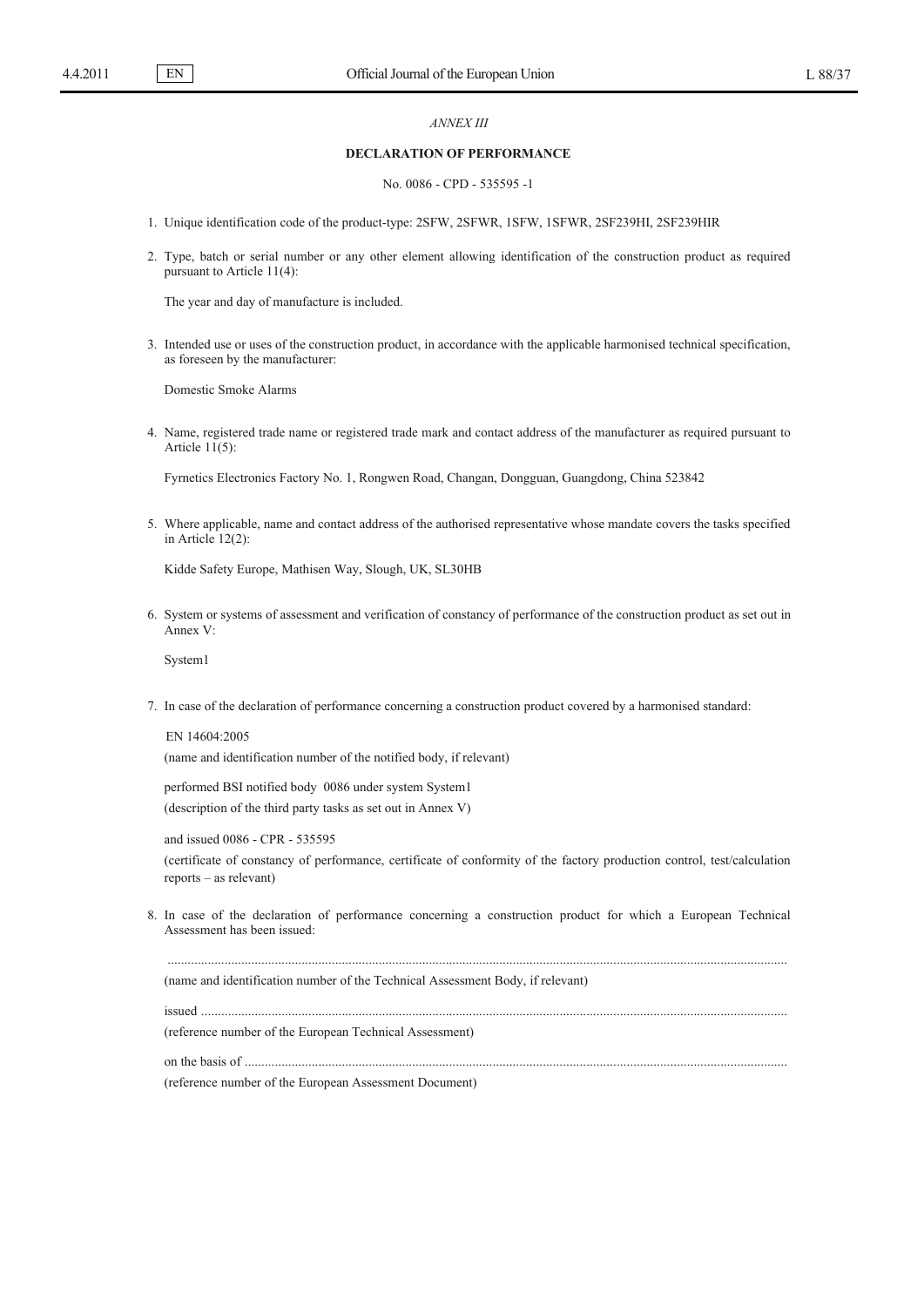*ANNEX III*

**DECLARATION OF PERFORMANCE**

No. 0086 - CPD - 535595 -1

1. Unique identification code of the product-type: 2SFW, 2SFWR, 1SFW, 1SFWR, 2SF239HI, 2SF239HIR

2. Type, batch or serial number or any other element allowing identification of the construction product as required pursuant to Article 11(4):

   The year and day of manufacture is included.

3. Intended use or uses of the construction product, in accordance with the applicable harmonised technical specification, as foreseen by the manufacturer:

   Domestic Smoke Alarms

4. Name, registered trade name or registered trade mark and contact address of the manufacturer as required pursuant to Article 11(5):

   Fyrnetics Electronics Factory No. 1, Rongwen Road, Changan, Dongguan, Guangdong, China 523842

5. Where applicable, name and contact address of the authorised representative whose mandate covers the tasks specified in Article 12(2):

   Kidde Safety Europe, Mathisen Way, Slough, UK, SL30HB

6. System or systems of assessment and verification of constancy of performance of the construction product as set out in Annex V:

   System1

7. In case of the declaration of performance concerning a construction product covered by a harmonised standard:

   EN 14604:2005

   (name and identification number of the notified body, if relevant)

   performed BSI notified body 0086 under system System1

   (description of the third party tasks as set out in Annex V)

   and issued 0086 - CPR - 535595

   (certificate of constancy of performance, certificate of conformity of the factory production control, test/calculation reports – as relevant)

8. In case of the declaration of performance concerning a construction product for which a European Technical Assessment has been issued:

   ..........................................................................................................................................................................

   (name and identification number of the Technical Assessment Body, if relevant)

   issued ..........................................................................................................................................................................

   (reference number of the European Technical Assessment)

   on the basis of ..........................................................................................................................................................................

   (reference number of the European Assessment Document)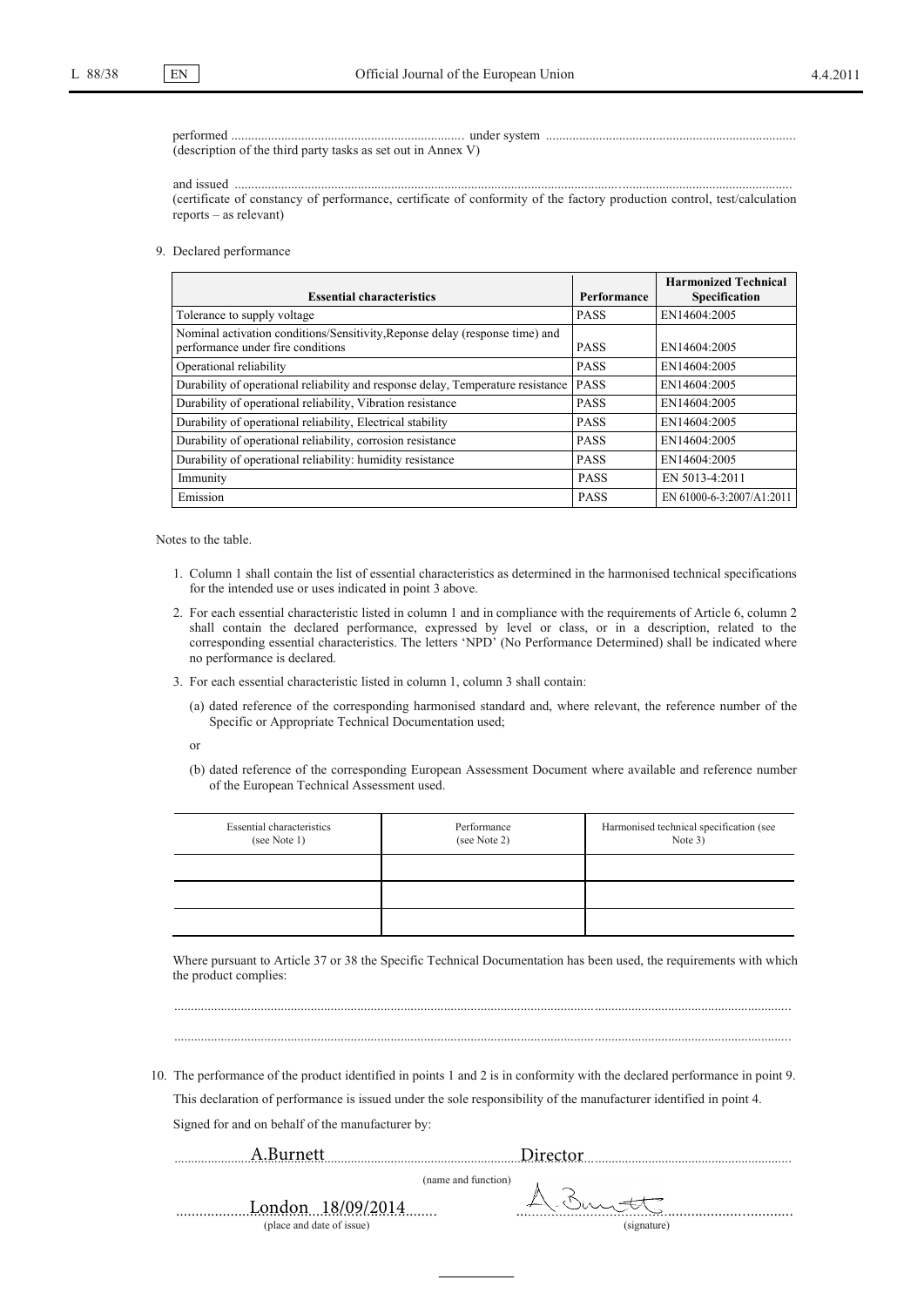performed ...................................................................... under system ..........................................................................
(description of the third party tasks as set out in Annex V)

and issued ...........................................................................................................................................................................
(certificate of constancy of performance, certificate of conformity of the factory production control, test/calculation reports – as relevant)

9. Declared performance

| Essential characteristics | Performance | Harmonized Technical Specification |
|---|---|---|
| Tolerance to supply voltage | PASS | EN14604:2005 |
| Nominal activation conditions/Sensitivity,Reponse delay (response time) and performance under fire conditions | PASS | EN14604:2005 |
| Operational reliability | PASS | EN14604:2005 |
| Durability of operational reliability and response delay, Temperature resistance | PASS | EN14604:2005 |
| Durability of operational reliability, Vibration resistance | PASS | EN14604:2005 |
| Durability of operational reliability, Electrical stability | PASS | EN14604:2005 |
| Durability of operational reliability, corrosion resistance | PASS | EN14604:2005 |
| Durability of operational reliability: humidity resistance | PASS | EN14604:2005 |
| Immunity | PASS | EN 5013-4:2011 |
| Emission | PASS | EN 61000-6-3:2007/A1:2011 |

Notes to the table.

1. Column 1 shall contain the list of essential characteristics as determined in the harmonised technical specifications for the intended use or uses indicated in point 3 above.
2. For each essential characteristic listed in column 1 and in compliance with the requirements of Article 6, column 2 shall contain the declared performance, expressed by level or class, or in a description, related to the corresponding essential characteristics. The letters 'NPD' (No Performance Determined) shall be indicated where no performance is declared.
3. For each essential characteristic listed in column 1, column 3 shall contain:

   (a) dated reference of the corresponding harmonised standard and, where relevant, the reference number of the Specific or Appropriate Technical Documentation used;

   or

   (b) dated reference of the corresponding European Assessment Document where available and reference number of the European Technical Assessment used.

| Essential characteristics (see Note 1) | Performance (see Note 2) | Harmonised technical specification (see Note 3) |
|---|---|---|
| | | |
| | | |
| | | |

Where pursuant to Article 37 or 38 the Specific Technical Documentation has been used, the requirements with which the product complies:

...........................................................................................................................................................................

...........................................................................................................................................................................

10. The performance of the product identified in points 1 and 2 is in conformity with the declared performance in point 9.

This declaration of performance is issued under the sole responsibility of the manufacturer identified in point 4.

Signed for and on behalf of the manufacturer by:

A.Burnett Director
(name and function)

London 18/09/2014
(place and date of issue)

A.Burnett
(signature)